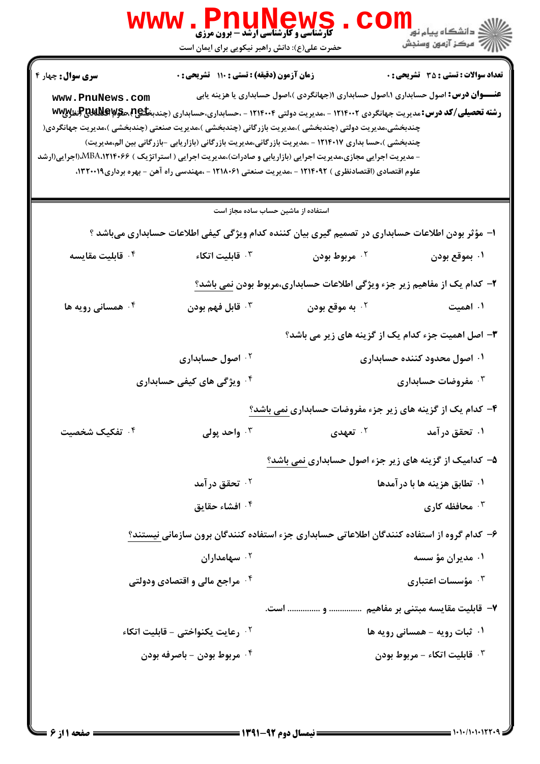**سری سوال:** چهار ۴

**زمان آزمون (دقیقه) : تستی : ۱۱۰ تشریحی : ۰**

**تعداد سوالات : تستی : ۳۵ تشریحی : ۰**

**عنـــوان درس:** اصول حسابداری ۱،اصول حسابداری ۱(جهانگردی )،اصول حسابداری یا هزینه یابی

**رشته تحصیلی/کد درس:** مدیریت جهانگردی ۱۲۱۴۰۰۲ - ،مدیریت دولتی ۱۲۱۴۰۰۴ - ،حسابداری،حسابداری (چندبخشی)،حقوق(قضایی )،علوم اقتصادی (نظری) چندبخشی،مدیریت دولتی (چندبخشی )،مدیریت بازرگانی (چندبخشی )،مدیریت صنعتی (چندبخشی )،مدیریت جهانگردی( چندبخشی )،حسا بداری ۱۲۱۴۰۱۷ - ،مدیریت بازرگانی،مدیریت بازرگانی (بازاریابی -بازرگانی بین الم،مدیریت) - مدیریت اجرایی مجازی،مدیریت اجرایی (بازاریابی و صادرات)،مدیریت اجرایی ( استراتژیک ) MBA،۱۲۱۴۰۶۶،(اجرایی(ارشد علوم اقتصادی (اقتصادنظری ) ۱۲۱۴۰۹۲ - ،مدیریت صنعتی ۱۲۱۸۰۶۱ - ،مهندسی راه آهن - بهره برداری۱۳۲۰۰۱۹،

استفاده از ماشین حساب ساده مجاز است

۱- مؤثر بودن اطلاعات حسابداری در تصمیم گیری بیان کننده کدام ویژگی کیفی اطلاعات حسابداری می‌باشد ؟

۱. بموقع بودن
۲. مربوط بودن
۳. قابلیت اتکاء
۴. قابلیت مقایسه

۲- کدام یک از مفاهیم زیر جزء ویژگی اطلاعات حسابداری،مربوط بودن نمی باشد؟

۱. اهمیت
۲. به موقع بودن
۳. قابل فهم بودن
۴. همسانی رویه ها

۳- اصل اهمیت جزء کدام یک از گزینه های زیر می باشد؟

۱. اصول محدود کننده حسابداری
۲. اصول حسابداری
۳. مفروضات حسابداری
۴. ویژگی های کیفی حسابداری

۴- کدام یک از گزینه های زیر جزء مفروضات حسابداری نمی باشد؟

۱. تحقق درآمد
۲. تعهدی
۳. واحد پولی
۴. تفکیک شخصیت

۵- کدامیک از گزینه های زیر جزء اصول حسابداری نمی باشد؟

۱. تطابق هزینه ها با درآمدها
۲. تحقق درآمد
۳. محافظه کاری
۴. افشاء حقایق

۶- کدام گروه از استفاده کنندگان اطلاعاتی حسابداری جزء استفاده کنندگان برون سازمانی نیستند؟

۱. مدیران مؤ سسه
۲. سهامداران
۳. مؤسسات اعتباری
۴. مراجع مالی و اقتصادی ودولتی

۷- قابلیت مقایسه مبتنی بر مفاهیم .............. و .............. است.

۱. ثبات رویه - همسانی رویه ها
۲. رعایت یکنواختی - قابلیت اتکاء
۳. قابلیت اتکاء - مربوط بودن
۴. مربوط بودن - باصرفه بودن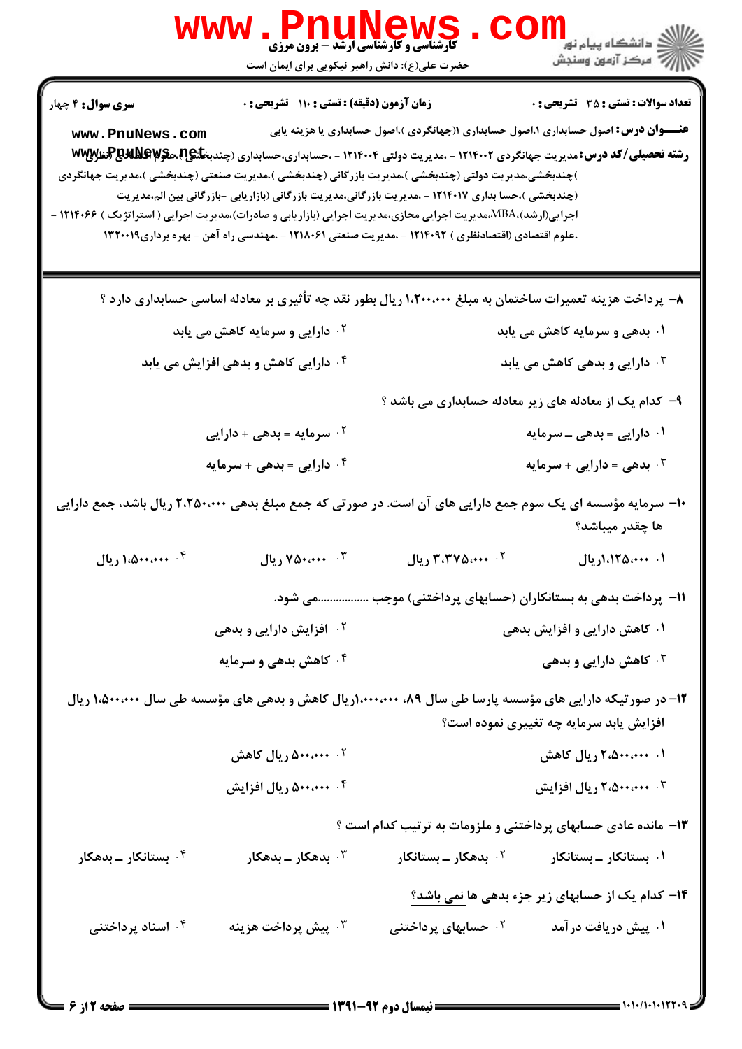**سری سوال:** ۴ چهار

**زمان آزمون (دقیقه):** تستی: ۱۱۰ تشریحی: ۰

**تعداد سوالات:** تستی: ۳۵ تشریحی: ۰

**عنوان درس:** اصول حسابداری ۱،اصول حسابداری ۱(جهانگردی)،اصول حسابداری یا هزینه یابی

**رشته تحصیلی/کد درس:** مدیریت جهانگردی ۱۲۱۴۰۰۲ - ،مدیریت دولتی ۱۲۱۴۰۰۴ - ،حسابداری،حسابداری (چندبخشی)،حقوق (قضایی)،علوم اقتصادی (چندبخشی)،مدیریت دولتی (چندبخشی )،مدیریت بازرگانی (چندبخشی )،مدیریت صنعتی (چندبخشی )،مدیریت جهانگردی (چندبخشی )،حسا بداری ۱۲۱۴۰۱۷ - ،مدیریت بازرگانی،مدیریت بازرگانی (بازاریابی -بازرگانی بین الم،مدیریت اجرایی(ارشد)،MBA،مدیریت اجرایی مجازی،مدیریت اجرایی (بازاریابی و صادرات)،مدیریت اجرایی ( استراتژیک ) ۱۲۱۴۰۶۶ - ،علوم اقتصادی (اقتصادنظری ) ۱۲۱۴۰۹۲ - ،مدیریت صنعتی ۱۲۱۸۰۶۱ - ،مهندسی راه آهن - بهره برداری۱۳۲۰۰۱۹

---

۸- پرداخت هزینه تعمیرات ساختمان به مبلغ ۱،۲۰۰،۰۰۰ ریال بطور نقد چه تأثیری بر معادله اساسی حسابداری دارد ؟

۱. بدهی و سرمایه کاهش می یابد

۲. دارایی و سرمایه کاهش می یابد

۳. دارایی و بدهی کاهش می یابد

۴. دارایی کاهش و بدهی افزایش می یابد

۹- کدام یک از معادله های زیر معادله حسابداری می باشد ؟

۱. دارایی = بدهی ــ سرمایه

۲. سرمایه = بدهی + دارایی

۳. بدهی = دارایی + سرمایه

۴. دارایی = بدهی + سرمایه

۱۰- سرمایه مؤسسه ای یک سوم جمع دارایی های آن است. در صورتی که جمع مبلغ بدهی ۲،۲۵۰،۰۰۰ ریال باشد، جمع دارایی ها چقدر میباشد؟

۱. ۱،۱۲۵،۰۰۰ریال

۲. ۳،۳۷۵،۰۰۰ ریال

۳. ۷۵۰،۰۰۰ ریال

۴. ۱،۵۰۰،۰۰۰ ریال

۱۱- پرداخت بدهی به بستانکاران (حسابهای پرداختنی) موجب ..................می شود.

۱. کاهش دارایی و افزایش بدهی

۲. افزایش دارایی و بدهی

۳. کاهش دارایی و بدهی

۴. کاهش بدهی و سرمایه

۱۲- در صورتیکه دارایی های مؤسسه پارسا طی سال ۸۹، ۱،۰۰۰،۰۰۰ریال کاهش و بدهی های مؤسسه طی سال ۱،۵۰۰،۰۰۰ ریال افزایش یابد سرمایه چه تغییری نموده است؟

۱. ۲،۵۰۰،۰۰۰ ریال کاهش

۲. ۵۰۰،۰۰۰ ریال کاهش

۳. ۲،۵۰۰،۰۰۰ ریال افزایش

۴. ۵۰۰،۰۰۰ ریال افزایش

۱۳- مانده عادی حسابهای پرداختنی و ملزومات به ترتیب کدام است ؟

۱. بستانکار ــ بستانکار

۲. بدهکار ــ بستانکار

۳. بدهکار ــ بدهکار

۴. بستانکار ــ بدهکار

۱۴- کدام یک از حسابهای زیر جزء بدهی ها نمی باشد؟

۱. پیش دریافت درآمد

۲. حسابهای پرداختنی

۳. پیش پرداخت هزینه

۴. اسناد پرداختنی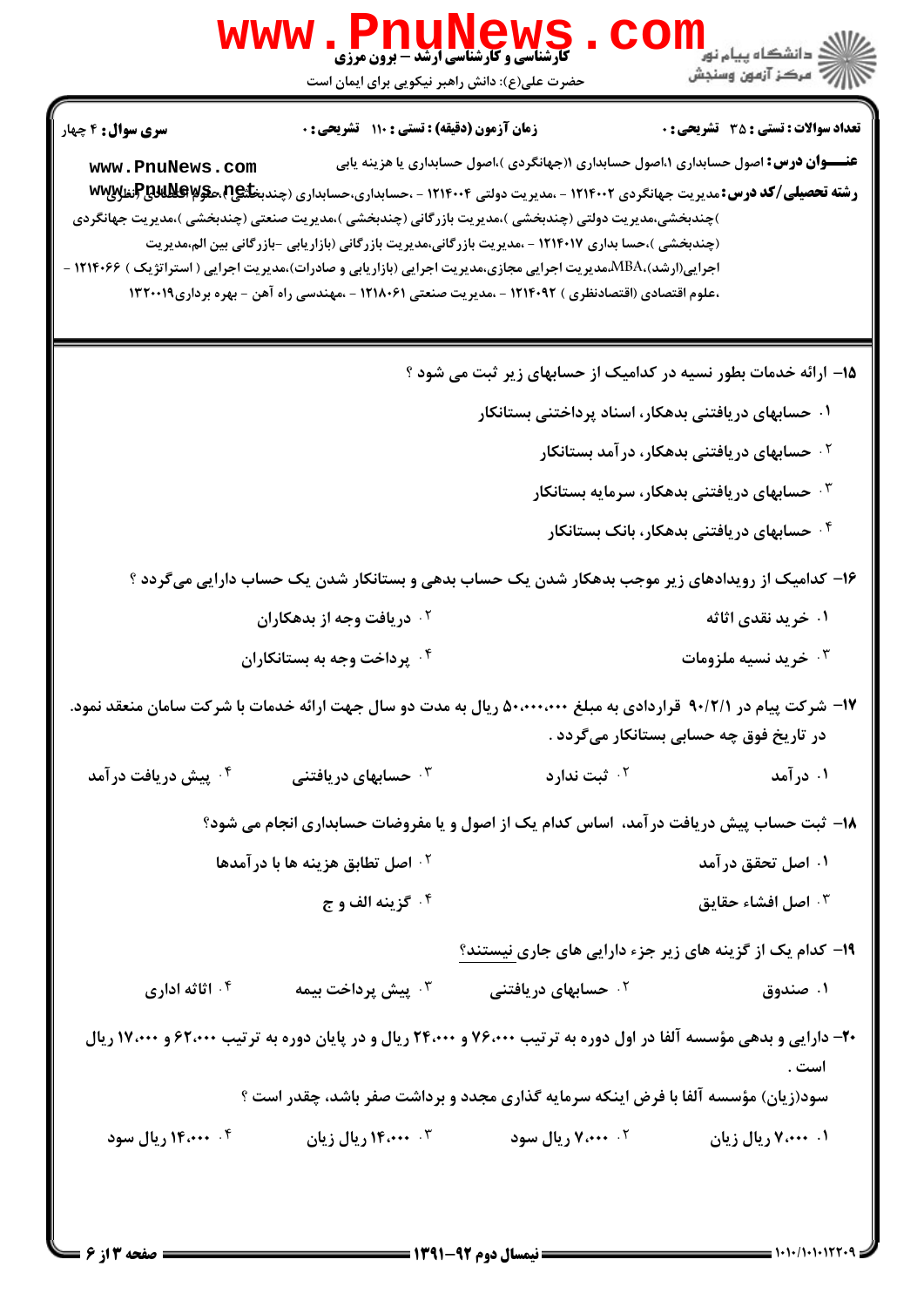**سری سوال:** ۴ چهار

**زمان آزمون (دقیقه) : تستی : ۱۱۰ تشریحی : ۰**

**تعداد سوالات : تستی : ۳۵ تشریحی : ۰**

**عنـــوان درس:** اصول حسابداری ۱،اصول حسابداری ۱(جهانگردی )،اصول حسابداری یا هزینه یابی

**رشته تحصیلی/کد درس:** مدیریت جهانگردی ۱۲۱۴۰۰۲ - ،مدیریت دولتی ۱۲۱۴۰۰۴ - ،حسابداری،حسابداری (چندبخشی)،حقوق (قضائی )چندبخشی،مدیریت دولتی (چندبخشی )،مدیریت بازرگانی (چندبخشی )،مدیریت صنعتی (چندبخشی )،مدیریت جهانگردی (چندبخشی )،حسا بداری ۱۲۱۴۰۱۷ - ،مدیریت بازرگانی،مدیریت بازرگانی (بازاریابی -بازرگانی بین الم،مدیریت اجرایی(ارشد)،MBA،مدیریت اجرایی مجازی،مدیریت اجرایی (بازاریابی و صادرات)،مدیریت اجرایی ( استراتژیک ) ۱۲۱۴۰۶۶ - ،علوم اقتصادی (اقتصادنظری ) ۱۲۱۴۰۹۲ - ،مدیریت صنعتی ۱۲۱۸۰۶۱ - ،مهندسی راه آهن - بهره برداری۱۳۲۰۰۱۹

---

۱۵- ارائه خدمات بطور نسیه در کدامیک از حسابهای زیر ثبت می شود ؟

۱. حسابهای دریافتنی بدهکار، اسناد پرداختنی بستانکار

۲. حسابهای دریافتنی بدهکار، درآمد بستانکار

۳. حسابهای دریافتنی بدهکار، سرمایه بستانکار

۴. حسابهای دریافتنی بدهکار، بانک بستانکار

۱۶- کدامیک از رویدادهای زیر موجب بدهکار شدن یک حساب بدهی و بستانکار شدن یک حساب دارایی می‌گردد ؟

۱. خرید نقدی اثاثه

۲. دریافت وجه از بدهکاران

۳. خرید نسیه ملزومات

۴. پرداخت وجه به بستانکاران

۱۷- شرکت پیام در ۹۰/۲/۱ قراردادی به مبلغ ۵۰،۰۰۰،۰۰۰ ریال به مدت دو سال جهت ارائه خدمات با شرکت سامان منعقد نمود. در تاریخ فوق چه حسابی بستانکار می‌گردد .

۱. درآمد

۲. ثبت ندارد

۳. حسابهای دریافتنی

۴. پیش دریافت درآمد

۱۸- ثبت حساب پیش دریافت درآمد، اساس کدام یک از اصول و یا مفروضات حسابداری انجام می شود؟

۱. اصل تحقق درآمد

۲. اصل تطابق هزینه ها با درآمدها

۳. اصل افشاء حقایق

۴. گزینه الف و ج

۱۹- کدام یک از گزینه های زیر جزء دارایی های جاری نیستند؟

۱. صندوق

۲. حسابهای دریافتنی

۳. پیش پرداخت بیمه

۴. اثاثه اداری

۲۰- دارایی و بدهی مؤسسه آلفا در اول دوره به ترتیب ۷۶،۰۰۰ و ۲۴،۰۰۰ ریال و در پایان دوره به ترتیب ۶۲،۰۰۰ و ۱۷،۰۰۰ ریال است .

سود(زیان) مؤسسه آلفا با فرض اینکه سرمایه گذاری مجدد و برداشت صفر باشد، چقدر است ؟

۱. ۷،۰۰۰ ریال زیان

۲. ۷،۰۰۰ ریال سود

۳. ۱۴،۰۰۰ ریال زیان

۴. ۱۴،۰۰۰ ریال سود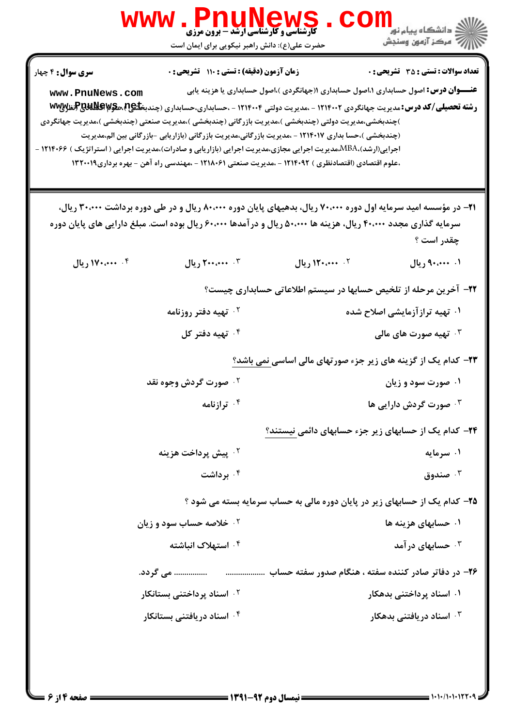**سری سوال:** ۴ چهار

**زمان آزمون (دقیقه) : تستی :** ۱۱۰ **تشریحی :** ۰

**تعداد سوالات : تستی :** ۳۵ **تشریحی :** ۰

**عنـــوان درس:** اصول حسابداری ۱،اصول حسابداری ۱(جهانگردی )،اصول حسابداری یا هزینه یابی

**رشته تحصیلی/کد درس:** مدیریت جهانگردی ۱۲۱۴۰۰۲ - ،مدیریت دولتی ۱۲۱۴۰۰۴ - ،حسابداری،حسابداری (چندبخشی)،حقوق (قضایی)،مدیریت )چندبخشی،مدیریت دولتی (چندبخشی )،مدیریت بازرگانی (چندبخشی )،مدیریت صنعتی (چندبخشی )،مدیریت جهانگردی (چندبخشی )،حسا بداری ۱۲۱۴۰۱۷ - ،مدیریت بازرگانی،مدیریت بازرگانی (بازاریابی -بازرگانی بین الم،مدیریت اجرایی(ارشد)،MBA،مدیریت اجرایی مجازی،مدیریت اجرایی (بازاریابی و صادرات)،مدیریت اجرایی ( استراتژیک ) ۱۲۱۴۰۶۶ - ،علوم اقتصادی (اقتصادنظری ) ۱۲۱۴۰۹۲ - ،مدیریت صنعتی ۱۲۱۸۰۶۱ - ،مهندسی راه آهن - بهره برداری۱۳۲۰۰۱۹

۲۱- در مؤسسه امید سرمایه اول دوره ۷۰،۰۰۰ ریال، بدهیهای پایان دوره ۸۰،۰۰۰ ریال و در طی دوره برداشت ۳۰،۰۰۰ ریال، سرمایه گذاری مجدد ۴۰،۰۰۰ ریال، هزینه ها ۵۰،۰۰۰ ریال و درآمدها ۶۰،۰۰۰ ریال بوده است. مبلغ دارایی های پایان دوره چقدر است ؟

۱. ۹۰،۰۰۰ ریال
۲. ۱۲۰،۰۰۰ ریال
۳. ۲۰۰،۰۰۰ ریال
۴. ۱۷۰،۰۰۰ ریال

۲۲- آخرین مرحله از تلخیص حسابها در سیستم اطلاعاتی حسابداری چیست؟

۱. تهیه ترازآزمایشی اصلاح شده
۲. تهیه دفتر روزنامه
۳. تهیه صورت های مالی
۴. تهیه دفتر کل

۲۳- کدام یک از گزینه های زیر جزء صورتهای مالی اساسی نمی باشد؟

۱. صورت سود و زیان
۲. صورت گردش وجوه نقد
۳. صورت گردش دارایی ها
۴. ترازنامه

۲۴- کدام یک از حسابهای زیر جزء حسابهای دائمی نیستند؟

۱. سرمایه
۲. پیش پرداخت هزینه
۳. صندوق
۴. برداشت

۲۵- کدام یک از حسابهای زیر در پایان دوره مالی به حساب سرمایه بسته می شود ؟

۱. حسابهای هزینه ها
۲. خلاصه حساب سود و زیان
۳. حسابهای درآمد
۴. استهلاک انباشته

۲۶- در دفاتر صادر کننده سفته ، هنگام صدور سفته حساب ................. ................ می گردد.

۱. اسناد پرداختنی بدهکار
۲. اسناد پرداختنی بستانکار
۳. اسناد دریافتنی بدهکار
۴. اسناد دریافتنی بستانکار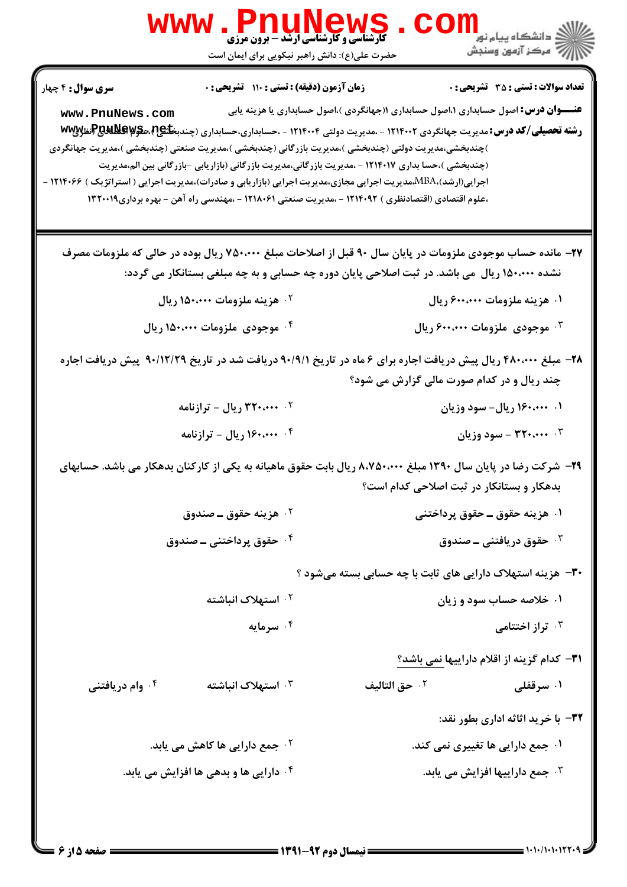**سری سوال:** ۴ چهار

**زمان آزمون (دقیقه) : تستی :** ۱۱۰ **تشریحی :** ۰

**تعداد سوالات : تستی :** ۳۵ **تشریحی :** ۰

**عنـــوان درس:** اصول حسابداری ۱،اصول حسابداری ۱(جهانگردی )،اصول حسابداری یا هزینه یابی

**رشته تحصیلی/کد درس:** مدیریت جهانگردی ۱۲۱۴۰۰۲ - ،مدیریت دولتی ۱۲۱۴۰۰۴ - ،حسابداری،حسابداری (چندبخشی )،علوم اقتصادی (نظری )چندبخشی،مدیریت دولتی (چندبخشی )،مدیریت بازرگانی (چندبخشی )،مدیریت صنعتی (چندبخشی )،مدیریت جهانگردی (چندبخشی )،حسا بداری ۱۲۱۴۰۱۷ - ،مدیریت بازرگانی،مدیریت بازرگانی (بازاریابی -بازرگانی بین الم،مدیریت اجرایی(ارشد)،MBA،مدیریت اجرایی مجازی،مدیریت اجرایی (بازاریابی و صادرات)،مدیریت اجرایی ( استراتژیک ) ۱۲۱۴۰۶۶ - ،علوم اقتصادی (اقتصادنظری ) ۱۲۱۴۰۹۲ - ،مدیریت صنعتی ۱۲۱۸۰۶۱ - ،مهندسی راه آهن - بهره برداری۱۳۲۰۰۱۹

---

۲۷- مانده حساب موجودی ملزومات در پایان سال ۹۰ قبل از اصلاحات مبلغ ۷۵۰،۰۰۰ ریال بوده در حالی که ملزومات مصرف نشده ۱۵۰،۰۰۰ ریال می باشد. در ثبت اصلاحی پایان دوره چه حسابی و به چه مبلغی بستانکار می گردد:

۱. هزینه ملزومات ۶۰۰،۰۰۰ ریال

۲. هزینه ملزومات ۱۵۰،۰۰۰ ریال

۳. موجودی ملزومات ۶۰۰،۰۰۰ ریال

۴. موجودی ملزومات ۱۵۰،۰۰۰ ریال

۲۸- مبلغ ۴۸۰،۰۰۰ ریال پیش دریافت اجاره برای ۶ ماه در تاریخ ۹۰/۹/۱ دریافت شد در تاریخ ۹۰/۱۲/۲۹ پیش دریافت اجاره چند ریال و در کدام صورت مالی گزارش می شود؟

۱. ۱۶۰،۰۰۰ ریال- سود وزیان

۲. ۳۲۰،۰۰۰ ریال - ترازنامه

۳. ۳۲۰،۰۰۰ - سود وزیان

۴. ۱۶۰،۰۰۰ ریال - ترازنامه

۲۹- شرکت رضا در پایان سال ۱۳۹۰ مبلغ ۸،۷۵۰،۰۰۰ ریال بابت حقوق ماهیانه به یکی از کارکنان بدهکار می باشد. حسابهای بدهکار و بستانکار در ثبت اصلاحی کدام است؟

۱. هزینه حقوق ــ حقوق پرداختنی

۲. هزینه حقوق ــ صندوق

۳. حقوق دریافتنی ــ صندوق

۴. حقوق پرداختنی ــ صندوق

۳۰- هزینه استهلاک دارایی های ثابت با چه حسابی بسته میشود ؟

۱. خلاصه حساب سود و زیان

۲. استهلاک انباشته

۳. تراز اختتامی

۴. سرمایه

۳۱- کدام گزینه از اقلام داراییها نمی باشد؟

۱. سرقفلی

۲. حق التالیف

۳. استهلاک انباشته

۴. وام دریافتنی

۳۲- با خرید اثاثه اداری بطور نقد:

۱. جمع دارایی ها تغییری نمی کند.

۲. جمع دارایی ها کاهش می یابد.

۳. جمع داراییها افزایش می یابد.

۴. دارایی ها و بدهی ها افزایش می یابد.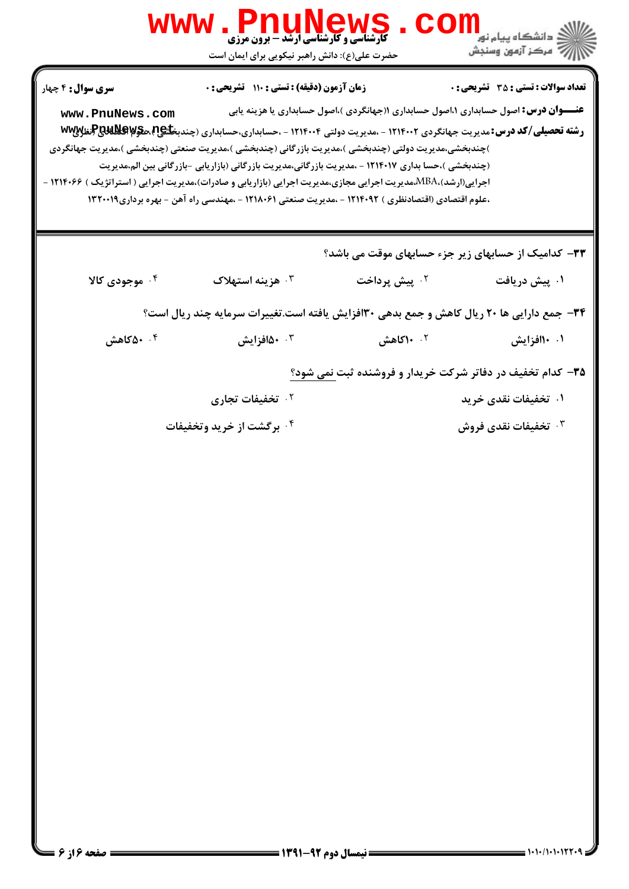**تعداد سوالات : تستی : ۳۵ تشریحی : ۰** | **زمان آزمون (دقیقه) : تستی : ۱۱۰ تشریحی : ۰** | **سری سوال : ۴ چهار**

**عنـــوان درس:** اصول حسابداری ۱،اصول حسابداری ۱(جهانگردی )،اصول حسابداری یا هزینه یابی

**رشته تحصیلی/کد درس:** مدیریت جهانگردی ۱۲۱۴۰۰۲ - ،مدیریت دولتی ۱۲۱۴۰۰۴ - ،حسابداری،حسابداری (چندبخشی )،علوم اقتصادی (نظری )چندبخشی،مدیریت دولتی (چندبخشی )،مدیریت بازرگانی (چندبخشی )،مدیریت صنعتی (چندبخشی )،مدیریت جهانگردی (چندبخشی )،حسا بداری ۱۲۱۴۰۱۷ - ،مدیریت بازرگانی،مدیریت بازرگانی (بازاریابی -بازرگانی بین الم،مدیریت اجرایی(ارشد)،MBA،مدیریت اجرایی مجازی،مدیریت اجرایی (بازاریابی و صادرات)،مدیریت اجرایی ( استراتژیک ) ۱۲۱۴۰۶۶ - ،علوم اقتصادی (اقتصادنظری ) ۱۲۱۴۰۹۲ - ،مدیریت صنعتی ۱۲۱۸۰۶۱ - ،مهندسی راه آهن - بهره برداری۱۳۲۰۰۱۹

---

**۳۳- کدامیک از حسابهای زیر جزء حسابهای موقت می باشد؟**

۱. پیش دریافت

۲. پیش پرداخت

۳. هزینه استهلاک

۴. موجودی کالا

**۳۴- جمع دارایی ها ۲۰ ریال کاهش و جمع بدهی ۳۰افزایش یافته است.تغییرات سرمایه چند ریال است؟**

۱. ۱۰افزایش

۲. ۱۰کاهش

۳. ۵۰افزایش

۴. ۵۰کاهش

**۳۵- کدام تخفیف در دفاتر شرکت خریدار و فروشنده ثبت نمی شود؟**

۱. تخفیفات نقدی خرید

۲. تخفیفات تجاری

۳. تخفیفات نقدی فروش

۴. برگشت از خرید وتخفیفات